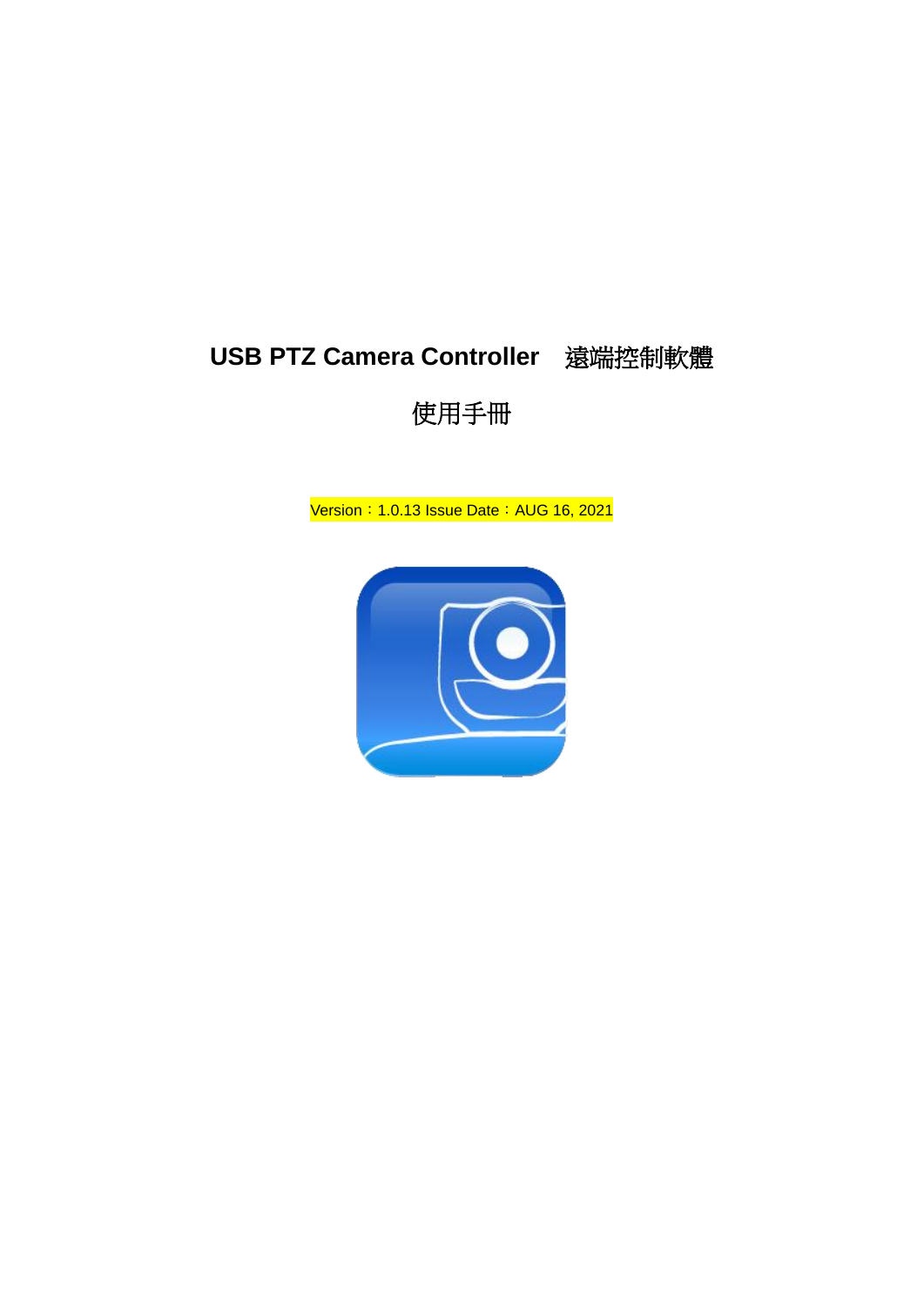# USB PTZ Camera Controller　遠端控制軟體

# 使用手冊

Version：1.0.13 Issue Date：AUG 16, 2021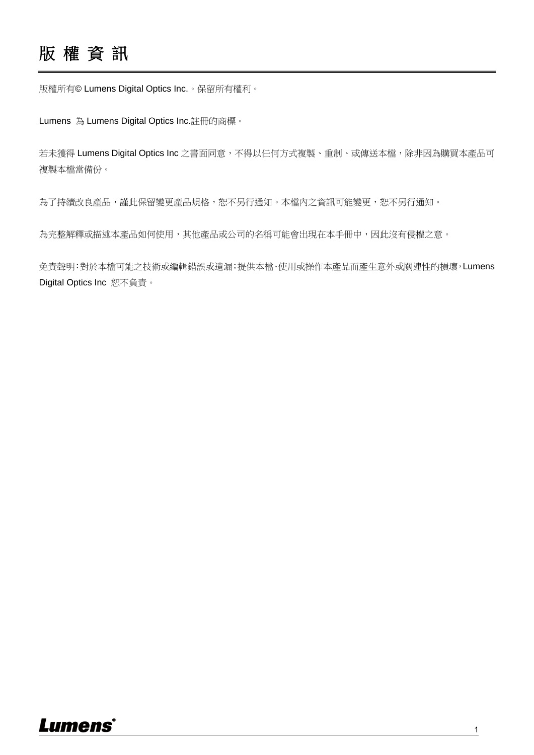# 版 權 資 訊

版權所有© Lumens Digital Optics Inc.。保留所有權利。

Lumens 為 Lumens Digital Optics Inc.註冊的商標。

若未獲得 Lumens Digital Optics Inc 之書面同意，不得以任何方式複製、重制、或傳送本檔，除非因為購買本產品可複製本檔當備份。

為了持續改良產品，謹此保留變更產品規格，恕不另行通知。本檔內之資訊可能變更，恕不另行通知。

為完整解釋或描述本產品如何使用，其他產品或公司的名稱可能會出現在本手冊中，因此沒有侵權之意。

免責聲明：對於本檔可能之技術或編輯錯誤或遺漏；提供本檔、使用或操作本產品而產生意外或關連性的損壞，Lumens Digital Optics Inc 恕不負責。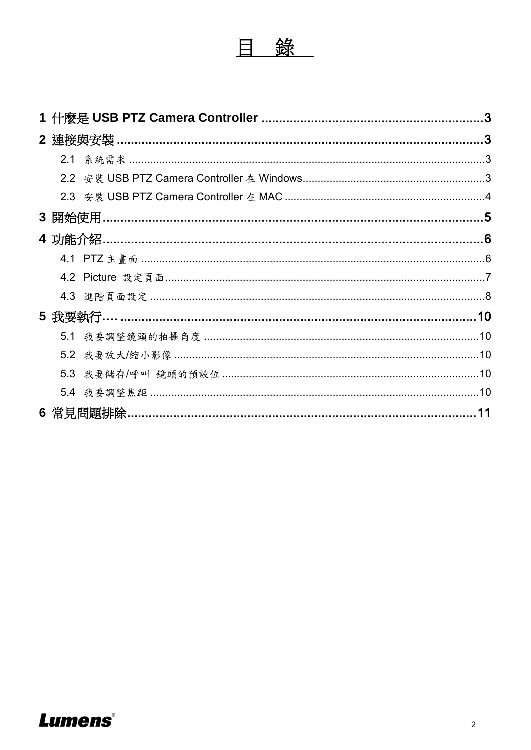# 目　錄

**1 什麼是 USB PTZ Camera Controller** ........................................................ 3

**2 連接與安裝** ........................................................................................... 3

- 2.1 系統需求 ................................................................................................ 3
- 2.2 安裝 USB PTZ Camera Controller 在 Windows ......................................... 3
- 2.3 安裝 USB PTZ Camera Controller 在 MAC ................................................ 4

**3 開始使用** ............................................................................................... 5

**4 功能介紹** ............................................................................................... 6

- 4.1 PTZ 主畫面 ............................................................................................ 6
- 4.2 Picture 設定頁面 .................................................................................... 7
- 4.3 進階頁面設定 ........................................................................................ 8

**5 我要執行….** ........................................................................................... 10

- 5.1 我要調整鏡頭的拍攝角度 ...................................................................... 10
- 5.2 我要放大/縮小影像 ................................................................................ 10
- 5.3 我要儲存/呼叫 鏡頭的預設位 ................................................................ 10
- 5.4 我要調整焦距 ........................................................................................ 10

**6 常見問題排除** ......................................................................................... 11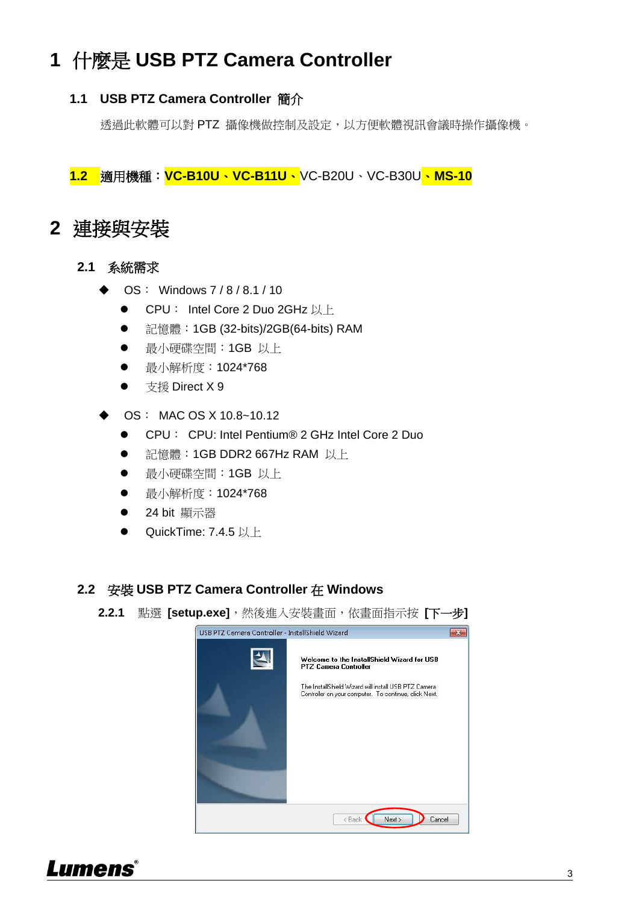# 1 什麼是 USB PTZ Camera Controller

## 1.1 USB PTZ Camera Controller 簡介

透過此軟體可以對 PTZ 攝像機做控制及設定，以方便軟體視訊會議時操作攝像機。

## 1.2 適用機種：VC-B10U、VC-B11U、VC-B20U、VC-B30U、MS-10

# 2 連接與安裝

## 2.1 系統需求

- OS： Windows 7 / 8 / 8.1 / 10
  - CPU： Intel Core 2 Duo 2GHz 以上
  - 記憶體：1GB (32-bits)/2GB(64-bits) RAM
  - 最小硬碟空間：1GB 以上
  - 最小解析度：1024*768
  - 支援 Direct X 9
- OS： MAC OS X 10.8~10.12
  - CPU： CPU: Intel Pentium® 2 GHz Intel Core 2 Duo
  - 記憶體：1GB DDR2 667Hz RAM 以上
  - 最小硬碟空間：1GB 以上
  - 最小解析度：1024*768
  - 24 bit 顯示器
  - QuickTime: 7.4.5 以上

## 2.2 安裝 USB PTZ Camera Controller 在 Windows

**2.2.1** 點選 **[setup.exe]**，然後進入安裝畫面，依畫面指示按 **[下一步]**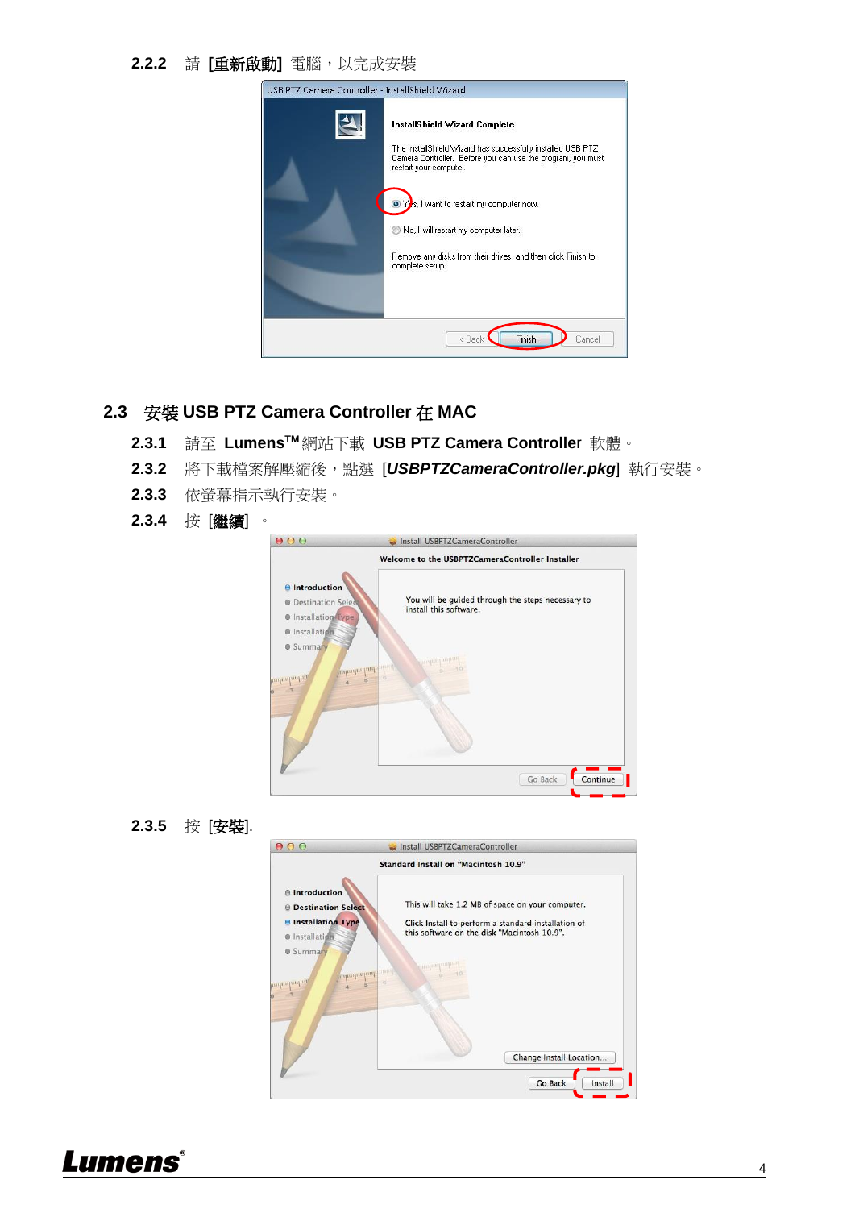**2.2.2** 請 **[重新啟動]** 電腦，以完成安裝

## 2.3 安裝 USB PTZ Camera Controller 在 MAC

**2.3.1** 請至 **Lumens**TM 網站下載 **USB PTZ Camera Controller** 軟體。

**2.3.2** 將下載檔案解壓縮後，點選 [***USBPTZCameraController.pkg***] 執行安裝。

**2.3.3** 依螢幕指示執行安裝。

**2.3.4** 按 **[繼續]** 。

**2.3.5** 按 **[安裝]**.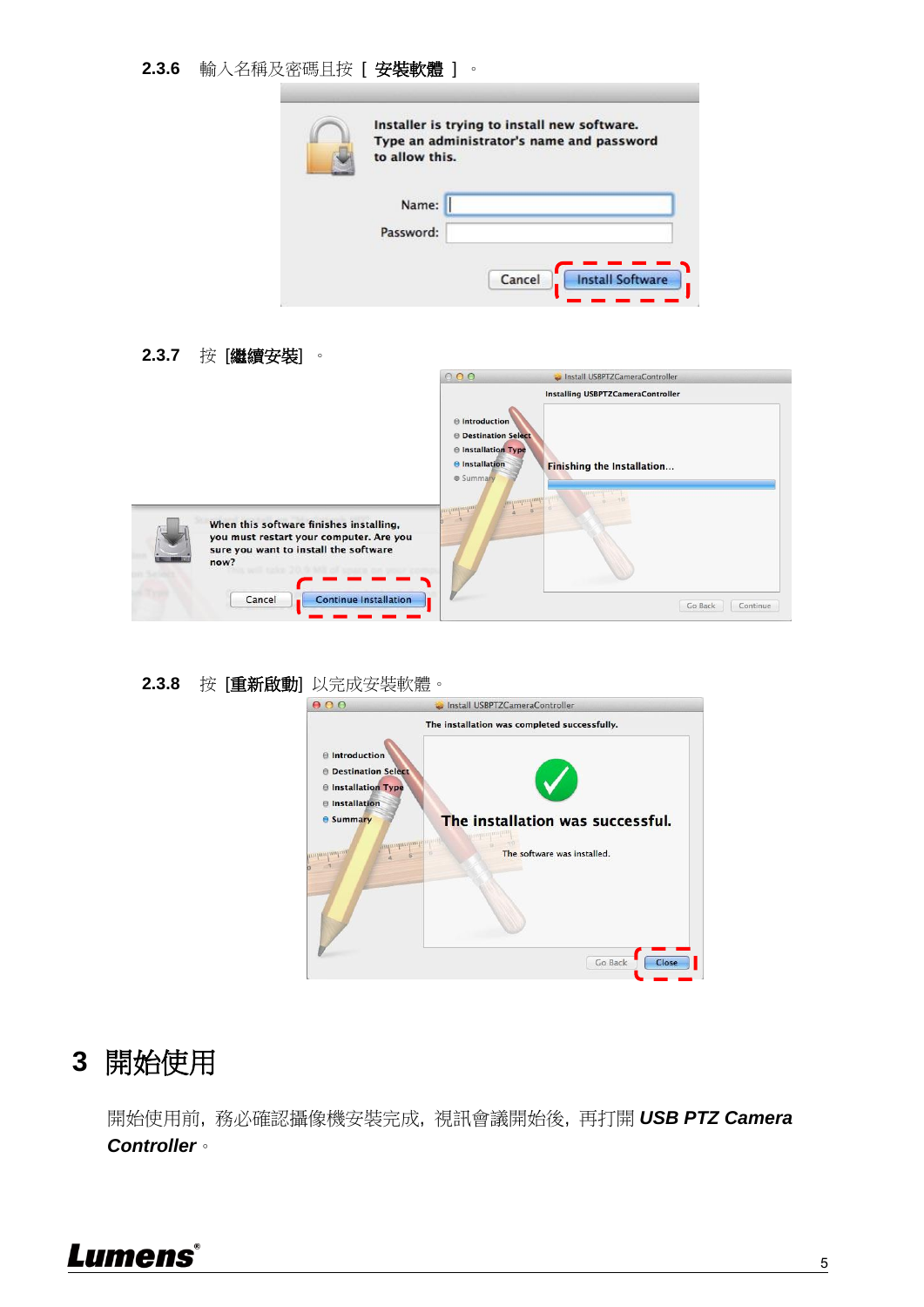2.3.6 輸入名稱及密碼且按 [ **安裝軟體** ] 。

2.3.7 按 [**繼續安裝**] 。

2.3.8 按 [**重新啟動**] 以完成安裝軟體。

# 3 開始使用

開始使用前，務必確認攝像機安裝完成，視訊會議開始後，再打開 ***USB PTZ Camera Controller***。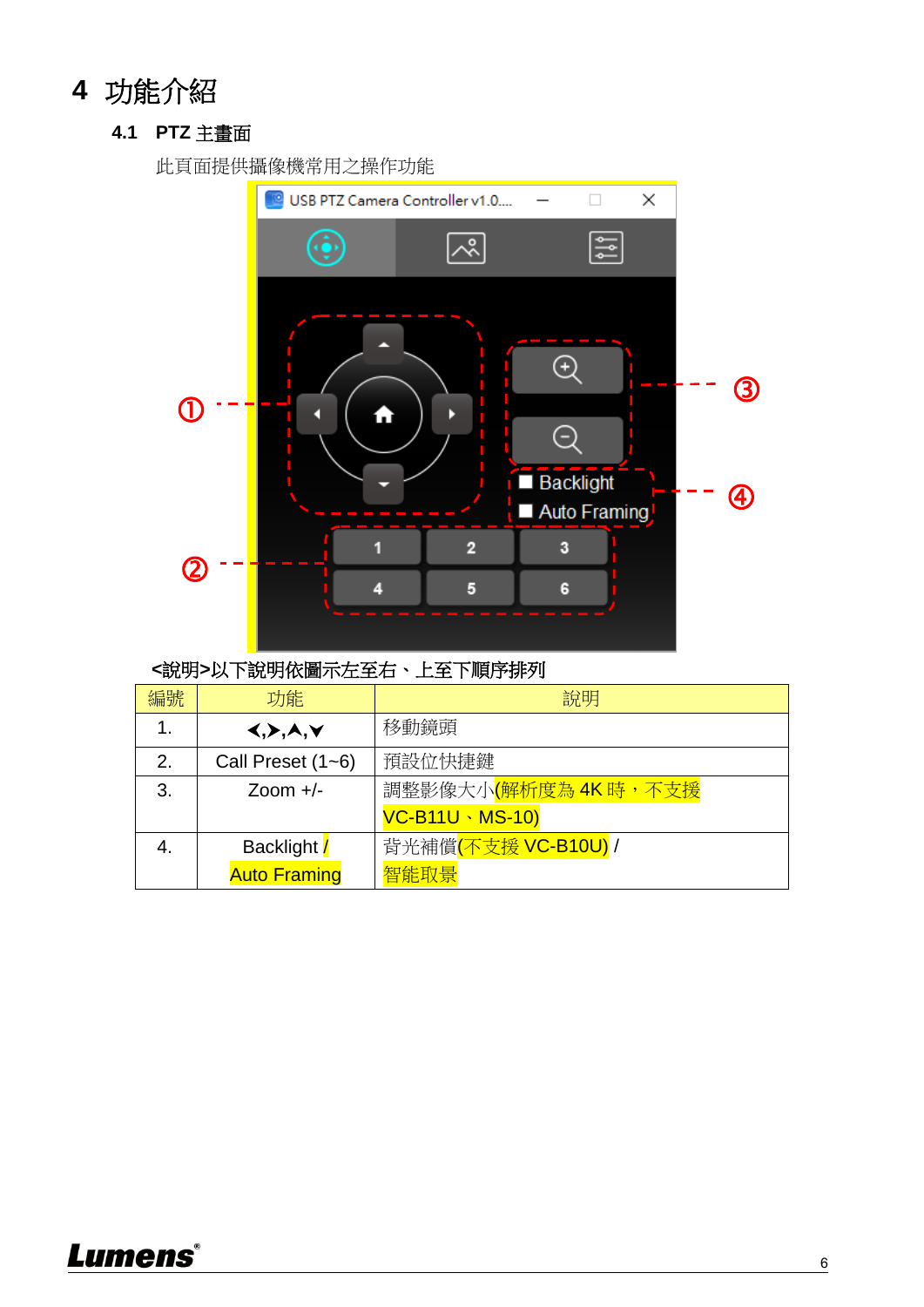# 4 功能介紹

## 4.1 PTZ 主畫面

此頁面提供攝像機常用之操作功能

<說明>以下說明依圖示左至右、上至下順序排列

| 編號 | 功能 | 說明 |
|---|---|---|
| 1. | <,>,^,v | 移動鏡頭 |
| 2. | Call Preset (1~6) | 預設位快捷鍵 |
| 3. | Zoom +/- | 調整影像大小(解析度為 4K 時，不支援 VC-B11U、MS-10) |
| 4. | Backlight / Auto Framing | 背光補償(不支援 VC-B10U) / 智能取景 |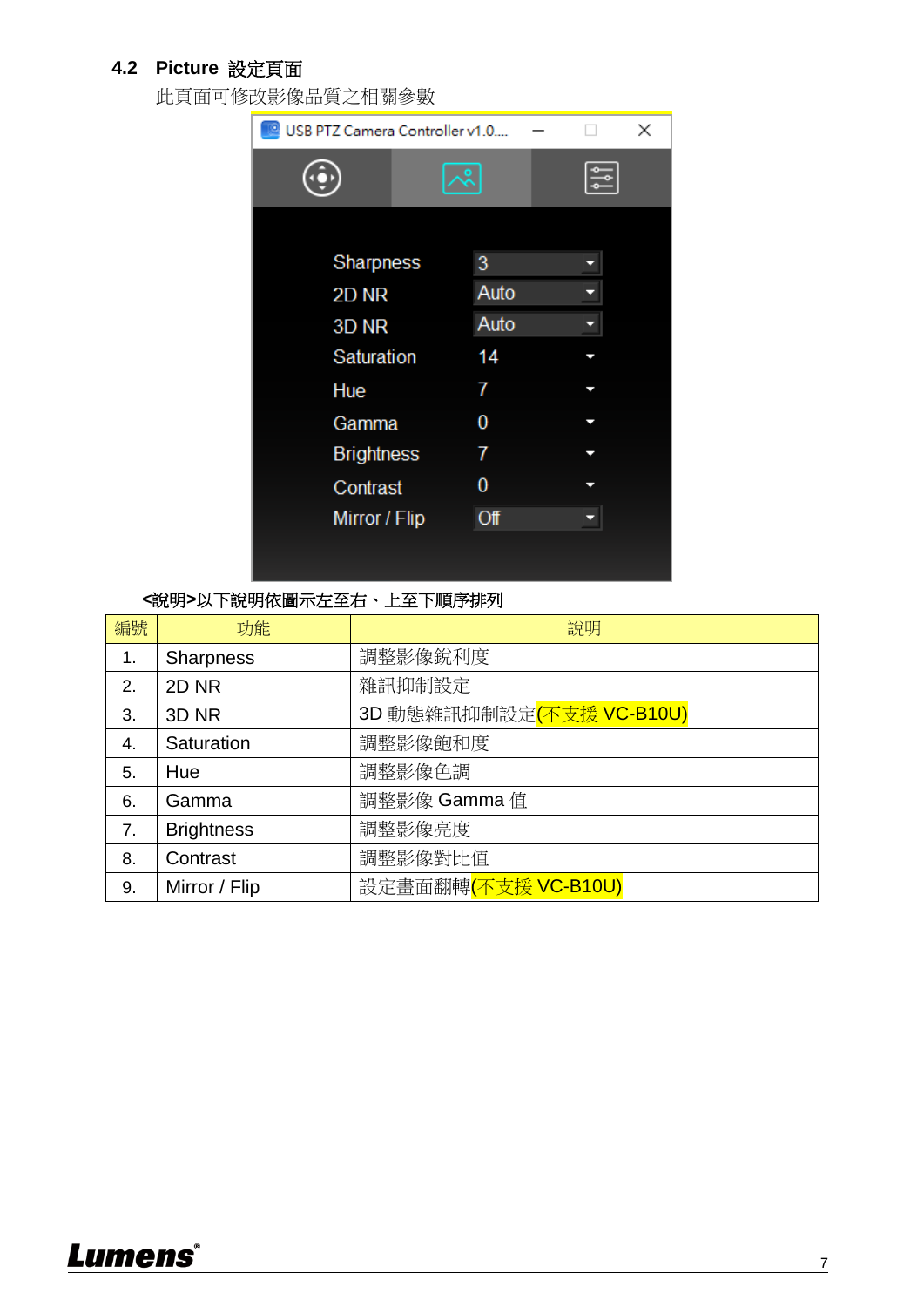## 4.2 Picture 設定頁面

此頁面可修改影像品質之相關參數

<說明>以下說明依圖示左至右、上至下順序排列

| 編號 | 功能 | 說明 |
|---|---|---|
| 1. | Sharpness | 調整影像銳利度 |
| 2. | 2D NR | 雜訊抑制設定 |
| 3. | 3D NR | 3D 動態雜訊抑制設定(不支援 VC-B10U) |
| 4. | Saturation | 調整影像飽和度 |
| 5. | Hue | 調整影像色調 |
| 6. | Gamma | 調整影像 Gamma 值 |
| 7. | Brightness | 調整影像亮度 |
| 8. | Contrast | 調整影像對比值 |
| 9. | Mirror / Flip | 設定畫面翻轉(不支援 VC-B10U) |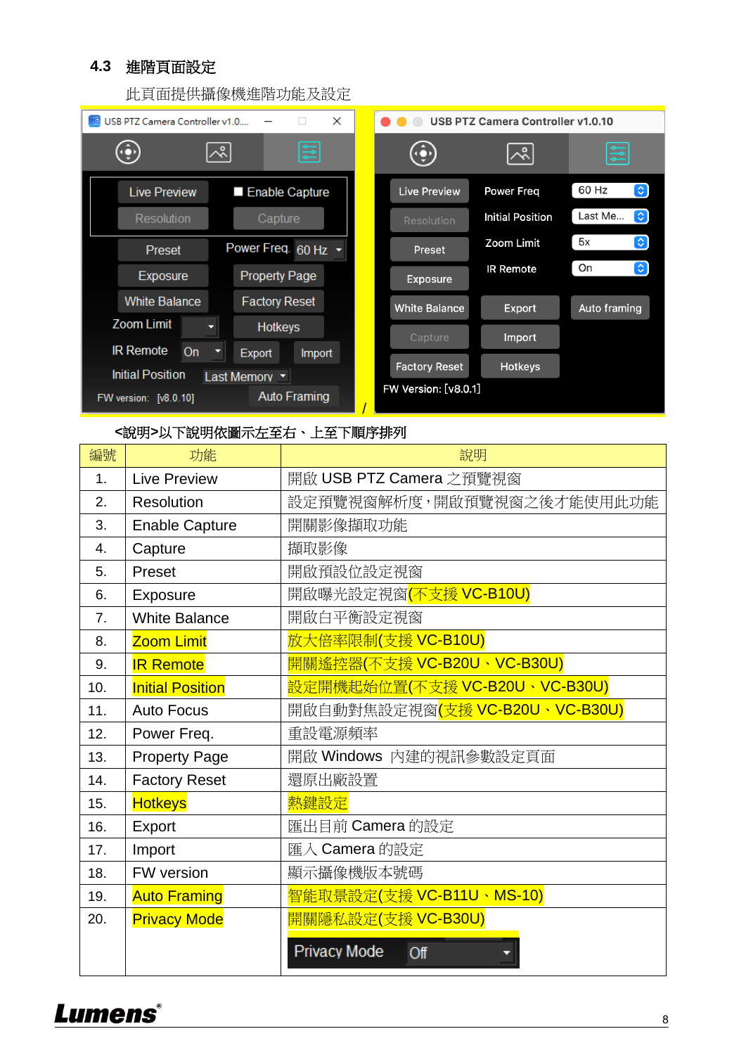## 4.3 進階頁面設定

此頁面提供攝像機進階功能及設定

<說明>以下說明依圖示左至右、上至下順序排列

| 編號 | 功能 | 說明 |
|---|---|---|
| 1. | Live Preview | 開啟 USB PTZ Camera 之預覽視窗 |
| 2. | Resolution | 設定預覽視窗解析度，開啟預覽視窗之後才能使用此功能 |
| 3. | Enable Capture | 開關影像擷取功能 |
| 4. | Capture | 擷取影像 |
| 5. | Preset | 開啟預設位設定視窗 |
| 6. | Exposure | 開啟曝光設定視窗(不支援 VC-B10U) |
| 7. | White Balance | 開啟白平衡設定視窗 |
| 8. | Zoom Limit | 放大倍率限制(支援 VC-B10U) |
| 9. | IR Remote | 開關遙控器(不支援 VC-B20U、VC-B30U) |
| 10. | Initial Position | 設定開機起始位置(不支援 VC-B20U、VC-B30U) |
| 11. | Auto Focus | 開啟自動對焦設定視窗(支援 VC-B20U、VC-B30U) |
| 12. | Power Freq. | 重設電源頻率 |
| 13. | Property Page | 開啟 Windows 內建的視訊參數設定頁面 |
| 14. | Factory Reset | 還原出廠設置 |
| 15. | Hotkeys | 熱鍵設定 |
| 16. | Export | 匯出目前 Camera 的設定 |
| 17. | Import | 匯入 Camera 的設定 |
| 18. | FW version | 顯示攝像機版本號碼 |
| 19. | Auto Framing | 智能取景設定(支援 VC-B11U、MS-10) |
| 20. | Privacy Mode | 開關隱私設定(支援 VC-B30U) |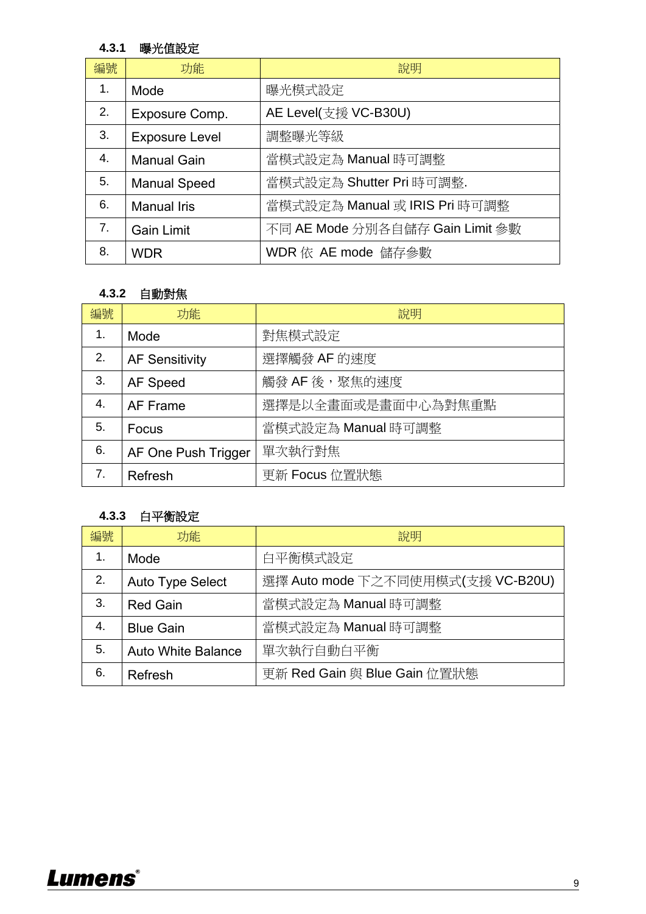### 4.3.1 曝光值設定

| 編號 | 功能 | 說明 |
|---|---|---|
| 1. | Mode | 曝光模式設定 |
| 2. | Exposure Comp. | AE Level(支援 VC-B30U) |
| 3. | Exposure Level | 調整曝光等級 |
| 4. | Manual Gain | 當模式設定為 Manual 時可調整 |
| 5. | Manual Speed | 當模式設定為 Shutter Pri 時可調整. |
| 6. | Manual Iris | 當模式設定為 Manual 或 IRIS Pri 時可調整 |
| 7. | Gain Limit | 不同 AE Mode 分別各自儲存 Gain Limit 參數 |
| 8. | WDR | WDR 依 AE mode 儲存參數 |

### 4.3.2 自動對焦

| 編號 | 功能 | 說明 |
|---|---|---|
| 1. | Mode | 對焦模式設定 |
| 2. | AF Sensitivity | 選擇觸發 AF 的速度 |
| 3. | AF Speed | 觸發 AF 後，聚焦的速度 |
| 4. | AF Frame | 選擇是以全畫面或是畫面中心為對焦重點 |
| 5. | Focus | 當模式設定為 Manual 時可調整 |
| 6. | AF One Push Trigger | 單次執行對焦 |
| 7. | Refresh | 更新 Focus 位置狀態 |

### 4.3.3 白平衡設定

| 編號 | 功能 | 說明 |
|---|---|---|
| 1. | Mode | 白平衡模式設定 |
| 2. | Auto Type Select | 選擇 Auto mode 下之不同使用模式(支援 VC-B20U) |
| 3. | Red Gain | 當模式設定為 Manual 時可調整 |
| 4. | Blue Gain | 當模式設定為 Manual 時可調整 |
| 5. | Auto White Balance | 單次執行自動白平衡 |
| 6. | Refresh | 更新 Red Gain 與 Blue Gain 位置狀態 |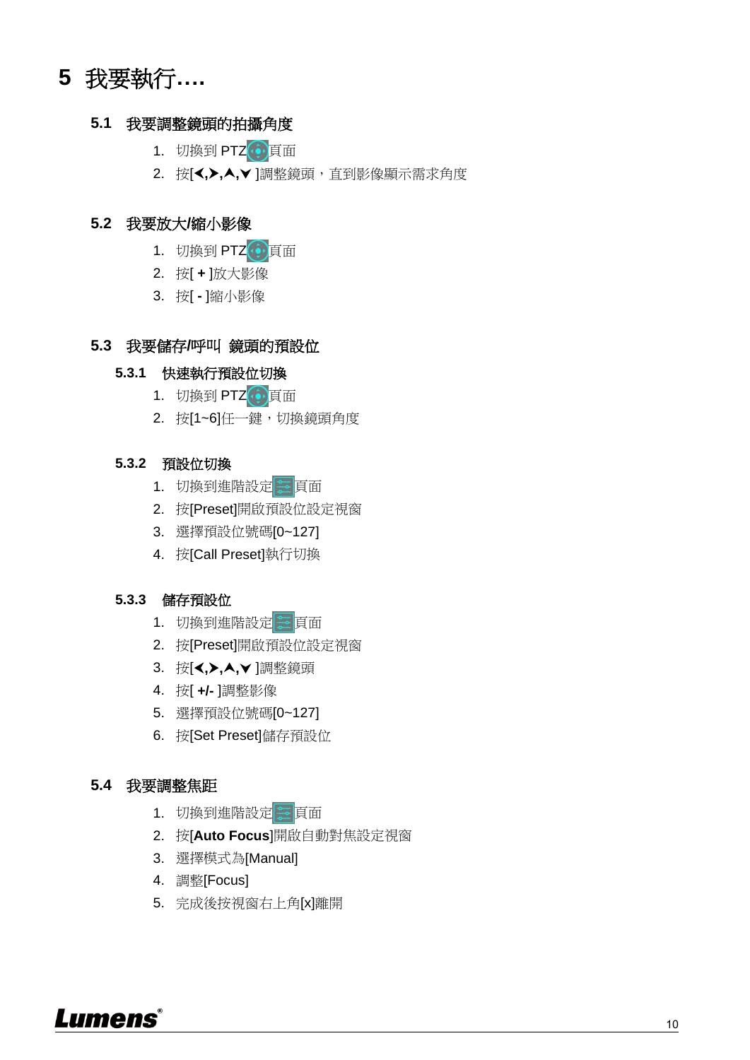# 5 我要執行….

## 5.1 我要調整鏡頭的拍攝角度

1. 切換到 PTZ 頁面
2. 按[<,>,∧,∨ ]調整鏡頭，直到影像顯示需求角度

## 5.2 我要放大/縮小影像

1. 切換到 PTZ 頁面
2. 按[ **+** ]放大影像
3. 按[ **-** ]縮小影像

## 5.3 我要儲存/呼叫 鏡頭的預設位

### 5.3.1 快速執行預設位切換

1. 切換到 PTZ 頁面
2. 按[1~6]任一鍵，切換鏡頭角度

### 5.3.2 預設位切換

1. 切換到進階設定 頁面
2. 按[Preset]開啟預設位設定視窗
3. 選擇預設位號碼[0~127]
4. 按[Call Preset]執行切換

### 5.3.3 儲存預設位

1. 切換到進階設定 頁面
2. 按[Preset]開啟預設位設定視窗
3. 按[<,>,∧,∨ ]調整鏡頭
4. 按[ **+/-** ]調整影像
5. 選擇預設位號碼[0~127]
6. 按[Set Preset]儲存預設位

## 5.4 我要調整焦距

1. 切換到進階設定 頁面
2. 按[**Auto Focus**]開啟自動對焦設定視窗
3. 選擇模式為[Manual]
4. 調整[Focus]
5. 完成後按視窗右上角[x]離開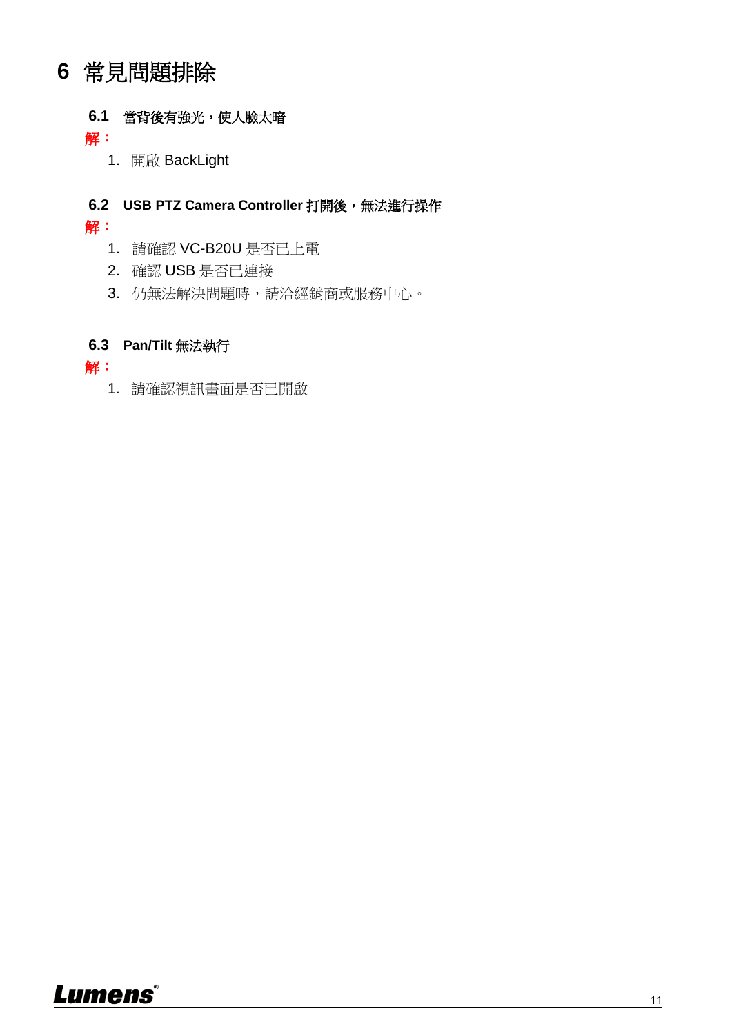# 6 常見問題排除

## 6.1 當背後有強光，使人臉太暗

**解：**

1. 開啟 BackLight

## 6.2 USB PTZ Camera Controller 打開後，無法進行操作

**解：**

1. 請確認 VC-B20U 是否已上電
2. 確認 USB 是否已連接
3. 仍無法解決問題時，請洽經銷商或服務中心。

## 6.3 Pan/Tilt 無法執行

**解：**

1. 請確認視訊畫面是否已開啟